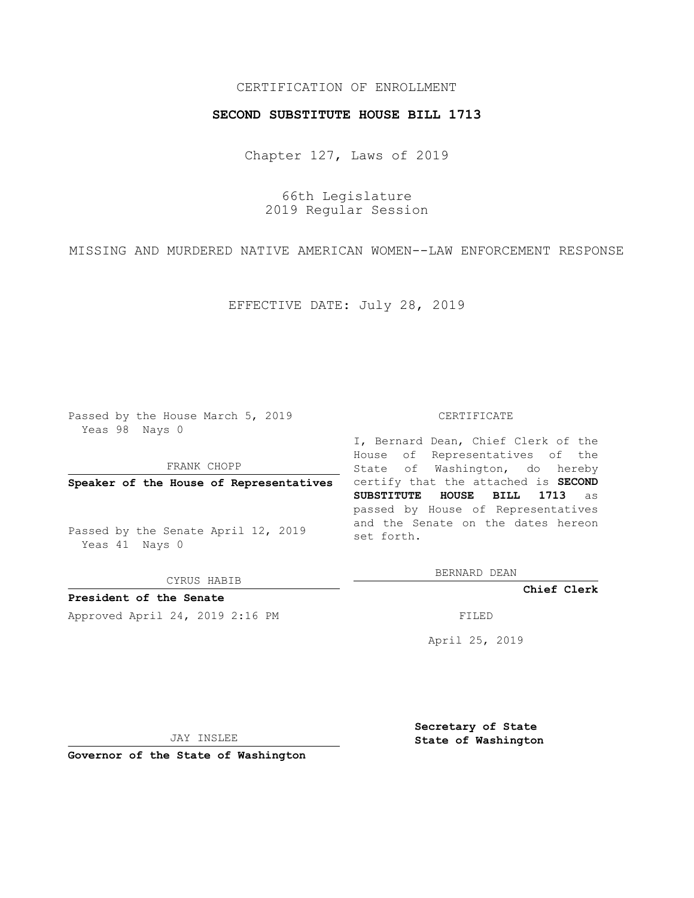CERTIFICATION OF ENROLLMENT

**SECOND SUBSTITUTE HOUSE BILL 1713**

Chapter 127, Laws of 2019

66th Legislature
2019 Regular Session

MISSING AND MURDERED NATIVE AMERICAN WOMEN--LAW ENFORCEMENT RESPONSE

EFFECTIVE DATE: July 28, 2019

Passed by the House March 5, 2019
Yeas 98 Nays 0

FRANK CHOPP

**Speaker of the House of Representatives**

Passed by the Senate April 12, 2019
Yeas 41 Nays 0

CYRUS HABIB

**President of the Senate**

Approved April 24, 2019 2:16 PM

JAY INSLEE

**Governor of the State of Washington**

CERTIFICATE

I, Bernard Dean, Chief Clerk of the House of Representatives of the State of Washington, do hereby certify that the attached is **SECOND SUBSTITUTE HOUSE BILL 1713** as passed by House of Representatives and the Senate on the dates hereon set forth.

BERNARD DEAN

**Chief Clerk**

FILED

April 25, 2019

**Secretary of State**
**State of Washington**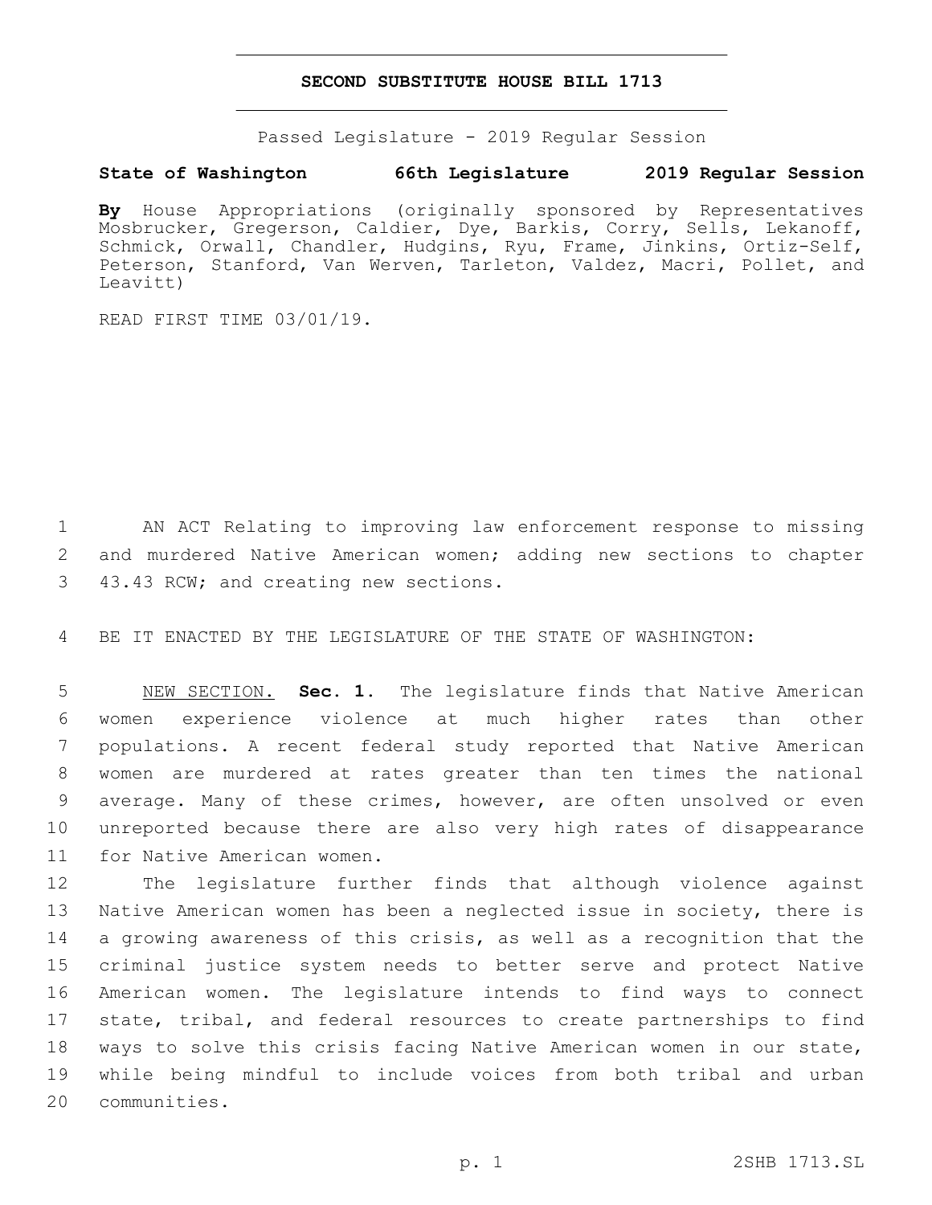**SECOND SUBSTITUTE HOUSE BILL 1713**

Passed Legislature - 2019 Regular Session

**State of Washington 66th Legislature 2019 Regular Session**

**By** House Appropriations (originally sponsored by Representatives Mosbrucker, Gregerson, Caldier, Dye, Barkis, Corry, Sells, Lekanoff, Schmick, Orwall, Chandler, Hudgins, Ryu, Frame, Jinkins, Ortiz-Self, Peterson, Stanford, Van Werven, Tarleton, Valdez, Macri, Pollet, and Leavitt)

READ FIRST TIME 03/01/19.

AN ACT Relating to improving law enforcement response to missing and murdered Native American women; adding new sections to chapter 43.43 RCW; and creating new sections.

BE IT ENACTED BY THE LEGISLATURE OF THE STATE OF WASHINGTON:

NEW SECTION. **Sec. 1.** The legislature finds that Native American women experience violence at much higher rates than other populations. A recent federal study reported that Native American women are murdered at rates greater than ten times the national average. Many of these crimes, however, are often unsolved or even unreported because there are also very high rates of disappearance for Native American women.

The legislature further finds that although violence against Native American women has been a neglected issue in society, there is a growing awareness of this crisis, as well as a recognition that the criminal justice system needs to better serve and protect Native American women. The legislature intends to find ways to connect state, tribal, and federal resources to create partnerships to find ways to solve this crisis facing Native American women in our state, while being mindful to include voices from both tribal and urban communities.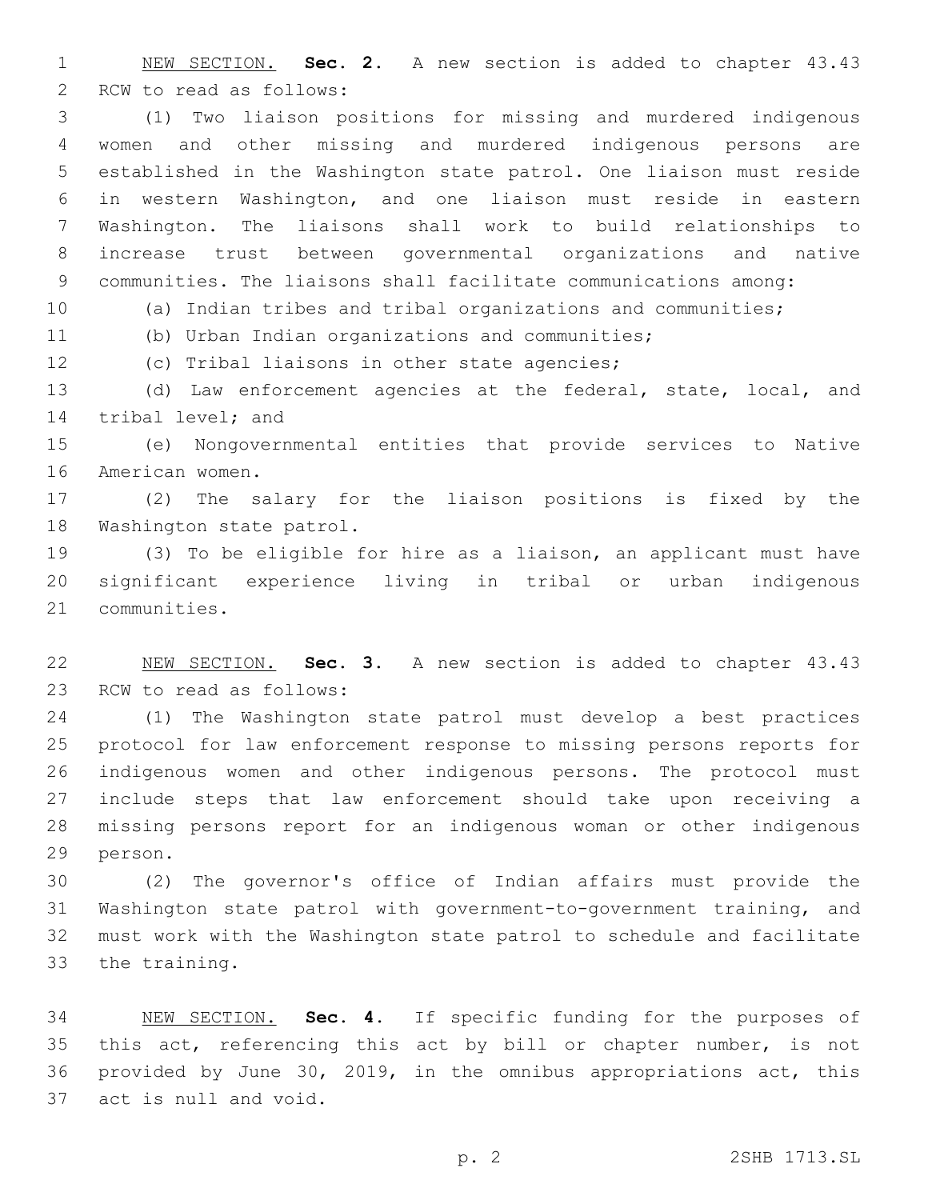NEW SECTION. **Sec. 2.** A new section is added to chapter 43.43 RCW to read as follows:

(1) Two liaison positions for missing and murdered indigenous women and other missing and murdered indigenous persons are established in the Washington state patrol. One liaison must reside in western Washington, and one liaison must reside in eastern Washington. The liaisons shall work to build relationships to increase trust between governmental organizations and native communities. The liaisons shall facilitate communications among:

(a) Indian tribes and tribal organizations and communities;

(b) Urban Indian organizations and communities;

(c) Tribal liaisons in other state agencies;

(d) Law enforcement agencies at the federal, state, local, and tribal level; and

(e) Nongovernmental entities that provide services to Native American women.

(2) The salary for the liaison positions is fixed by the Washington state patrol.

(3) To be eligible for hire as a liaison, an applicant must have significant experience living in tribal or urban indigenous communities.

NEW SECTION. **Sec. 3.** A new section is added to chapter 43.43 RCW to read as follows:

(1) The Washington state patrol must develop a best practices protocol for law enforcement response to missing persons reports for indigenous women and other indigenous persons. The protocol must include steps that law enforcement should take upon receiving a missing persons report for an indigenous woman or other indigenous person.

(2) The governor's office of Indian affairs must provide the Washington state patrol with government-to-government training, and must work with the Washington state patrol to schedule and facilitate the training.

NEW SECTION. **Sec. 4.** If specific funding for the purposes of this act, referencing this act by bill or chapter number, is not provided by June 30, 2019, in the omnibus appropriations act, this act is null and void.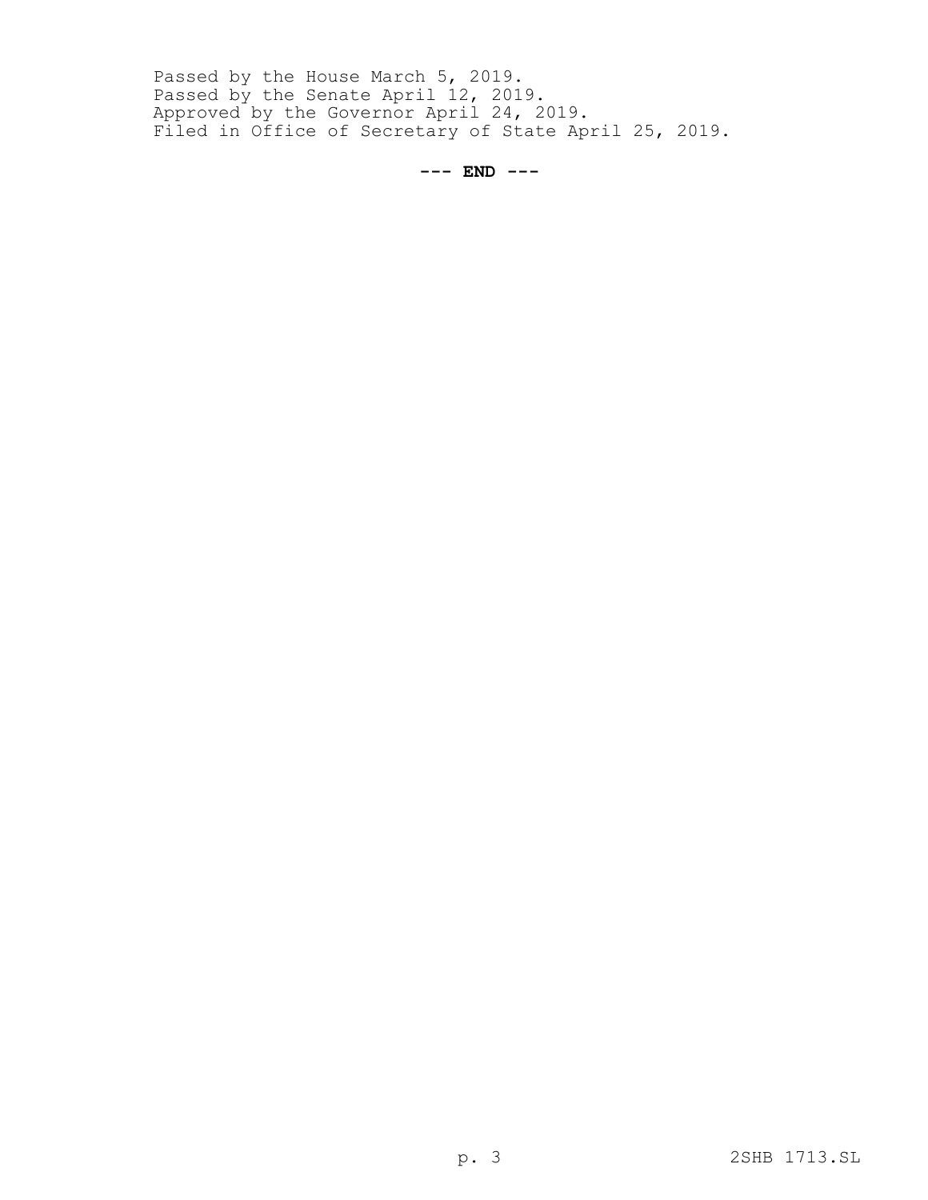Passed by the House March 5, 2019.
Passed by the Senate April 12, 2019.
Approved by the Governor April 24, 2019.
Filed in Office of Secretary of State April 25, 2019.

**--- END ---**